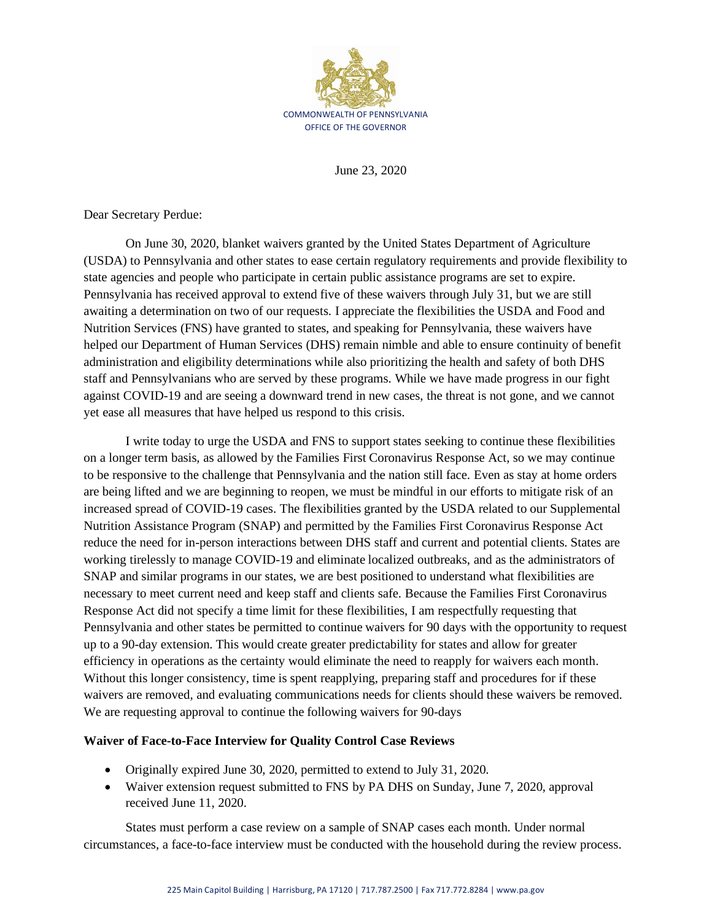COMMONWEALTH OF PENNSYLVANIA
OFFICE OF THE GOVERNOR

June 23, 2020

Dear Secretary Perdue:

On June 30, 2020, blanket waivers granted by the United States Department of Agriculture (USDA) to Pennsylvania and other states to ease certain regulatory requirements and provide flexibility to state agencies and people who participate in certain public assistance programs are set to expire. Pennsylvania has received approval to extend five of these waivers through July 31, but we are still awaiting a determination on two of our requests. I appreciate the flexibilities the USDA and Food and Nutrition Services (FNS) have granted to states, and speaking for Pennsylvania, these waivers have helped our Department of Human Services (DHS) remain nimble and able to ensure continuity of benefit administration and eligibility determinations while also prioritizing the health and safety of both DHS staff and Pennsylvanians who are served by these programs. While we have made progress in our fight against COVID-19 and are seeing a downward trend in new cases, the threat is not gone, and we cannot yet ease all measures that have helped us respond to this crisis.

I write today to urge the USDA and FNS to support states seeking to continue these flexibilities on a longer term basis, as allowed by the Families First Coronavirus Response Act, so we may continue to be responsive to the challenge that Pennsylvania and the nation still face. Even as stay at home orders are being lifted and we are beginning to reopen, we must be mindful in our efforts to mitigate risk of an increased spread of COVID-19 cases. The flexibilities granted by the USDA related to our Supplemental Nutrition Assistance Program (SNAP) and permitted by the Families First Coronavirus Response Act reduce the need for in-person interactions between DHS staff and current and potential clients. States are working tirelessly to manage COVID-19 and eliminate localized outbreaks, and as the administrators of SNAP and similar programs in our states, we are best positioned to understand what flexibilities are necessary to meet current need and keep staff and clients safe. Because the Families First Coronavirus Response Act did not specify a time limit for these flexibilities, I am respectfully requesting that Pennsylvania and other states be permitted to continue waivers for 90 days with the opportunity to request up to a 90-day extension. This would create greater predictability for states and allow for greater efficiency in operations as the certainty would eliminate the need to reapply for waivers each month. Without this longer consistency, time is spent reapplying, preparing staff and procedures for if these waivers are removed, and evaluating communications needs for clients should these waivers be removed. We are requesting approval to continue the following waivers for 90-days

**Waiver of Face-to-Face Interview for Quality Control Case Reviews**

- Originally expired June 30, 2020, permitted to extend to July 31, 2020.
- Waiver extension request submitted to FNS by PA DHS on Sunday, June 7, 2020, approval received June 11, 2020.

States must perform a case review on a sample of SNAP cases each month. Under normal circumstances, a face-to-face interview must be conducted with the household during the review process.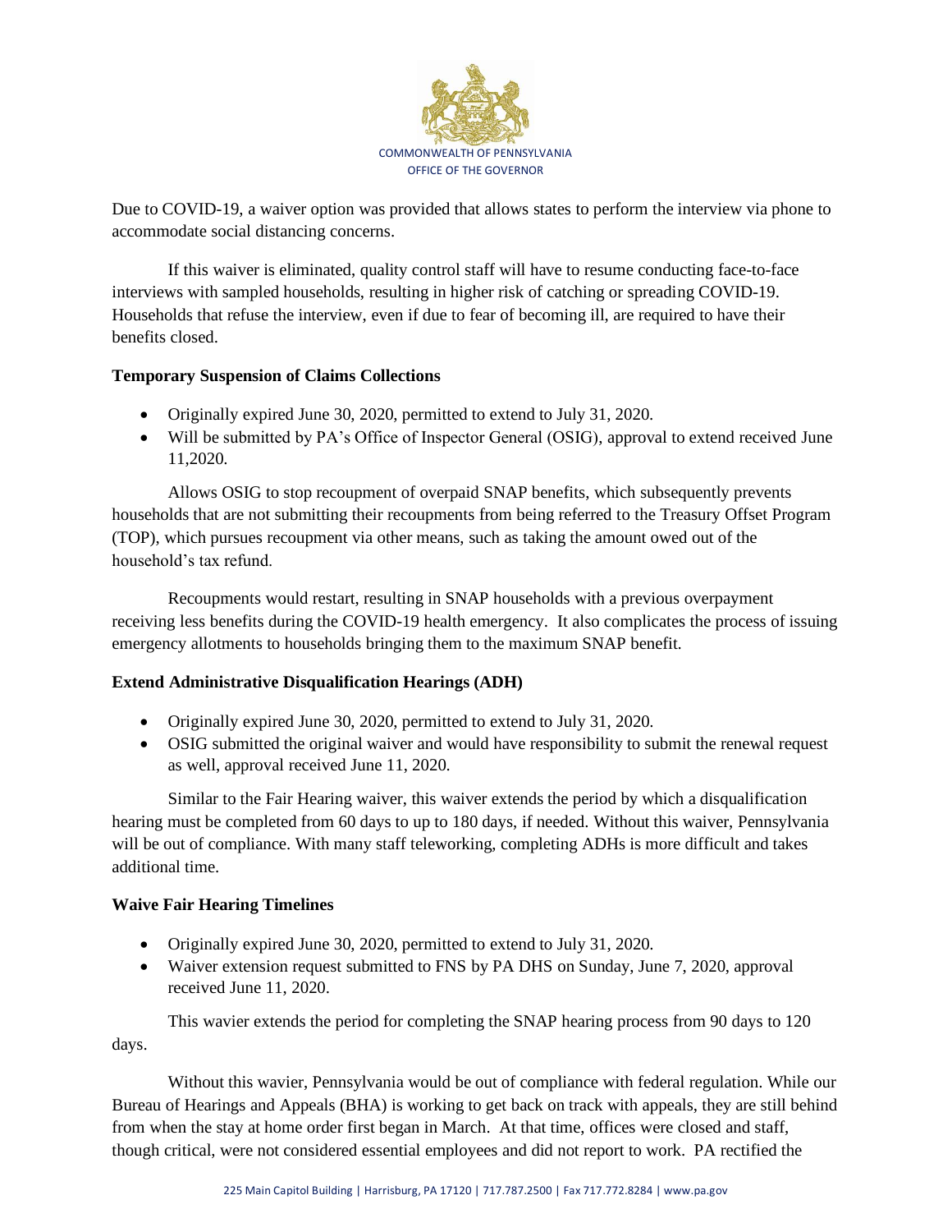Due to COVID-19, a waiver option was provided that allows states to perform the interview via phone to accommodate social distancing concerns.

If this waiver is eliminated, quality control staff will have to resume conducting face-to-face interviews with sampled households, resulting in higher risk of catching or spreading COVID-19. Households that refuse the interview, even if due to fear of becoming ill, are required to have their benefits closed.

**Temporary Suspension of Claims Collections**

- Originally expired June 30, 2020, permitted to extend to July 31, 2020.
- Will be submitted by PA's Office of Inspector General (OSIG), approval to extend received June 11,2020.

Allows OSIG to stop recoupment of overpaid SNAP benefits, which subsequently prevents households that are not submitting their recoupments from being referred to the Treasury Offset Program (TOP), which pursues recoupment via other means, such as taking the amount owed out of the household's tax refund.

Recoupments would restart, resulting in SNAP households with a previous overpayment receiving less benefits during the COVID-19 health emergency. It also complicates the process of issuing emergency allotments to households bringing them to the maximum SNAP benefit.

**Extend Administrative Disqualification Hearings (ADH)**

- Originally expired June 30, 2020, permitted to extend to July 31, 2020.
- OSIG submitted the original waiver and would have responsibility to submit the renewal request as well, approval received June 11, 2020.

Similar to the Fair Hearing waiver, this waiver extends the period by which a disqualification hearing must be completed from 60 days to up to 180 days, if needed. Without this waiver, Pennsylvania will be out of compliance. With many staff teleworking, completing ADHs is more difficult and takes additional time.

**Waive Fair Hearing Timelines**

- Originally expired June 30, 2020, permitted to extend to July 31, 2020.
- Waiver extension request submitted to FNS by PA DHS on Sunday, June 7, 2020, approval received June 11, 2020.

This wavier extends the period for completing the SNAP hearing process from 90 days to 120 days.

Without this wavier, Pennsylvania would be out of compliance with federal regulation. While our Bureau of Hearings and Appeals (BHA) is working to get back on track with appeals, they are still behind from when the stay at home order first began in March. At that time, offices were closed and staff, though critical, were not considered essential employees and did not report to work. PA rectified the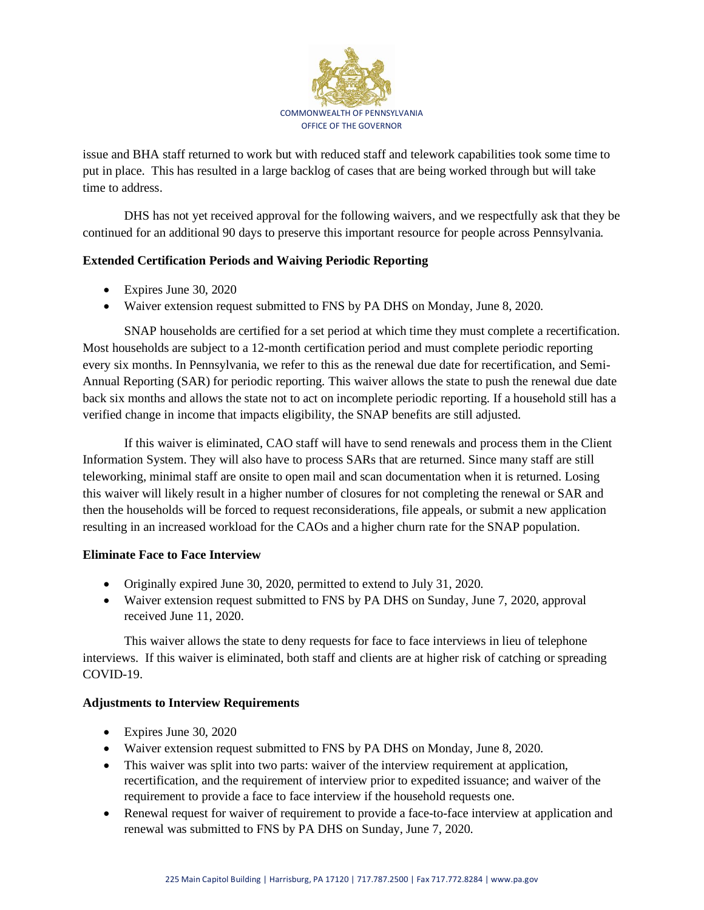issue and BHA staff returned to work but with reduced staff and telework capabilities took some time to put in place. This has resulted in a large backlog of cases that are being worked through but will take time to address.

DHS has not yet received approval for the following waivers, and we respectfully ask that they be continued for an additional 90 days to preserve this important resource for people across Pennsylvania.

**Extended Certification Periods and Waiving Periodic Reporting**

- Expires June 30, 2020
- Waiver extension request submitted to FNS by PA DHS on Monday, June 8, 2020.

SNAP households are certified for a set period at which time they must complete a recertification. Most households are subject to a 12-month certification period and must complete periodic reporting every six months. In Pennsylvania, we refer to this as the renewal due date for recertification, and Semi-Annual Reporting (SAR) for periodic reporting. This waiver allows the state to push the renewal due date back six months and allows the state not to act on incomplete periodic reporting. If a household still has a verified change in income that impacts eligibility, the SNAP benefits are still adjusted.

If this waiver is eliminated, CAO staff will have to send renewals and process them in the Client Information System. They will also have to process SARs that are returned. Since many staff are still teleworking, minimal staff are onsite to open mail and scan documentation when it is returned. Losing this waiver will likely result in a higher number of closures for not completing the renewal or SAR and then the households will be forced to request reconsiderations, file appeals, or submit a new application resulting in an increased workload for the CAOs and a higher churn rate for the SNAP population.

**Eliminate Face to Face Interview**

- Originally expired June 30, 2020, permitted to extend to July 31, 2020.
- Waiver extension request submitted to FNS by PA DHS on Sunday, June 7, 2020, approval received June 11, 2020.

This waiver allows the state to deny requests for face to face interviews in lieu of telephone interviews. If this waiver is eliminated, both staff and clients are at higher risk of catching or spreading COVID-19.

**Adjustments to Interview Requirements**

- Expires June 30, 2020
- Waiver extension request submitted to FNS by PA DHS on Monday, June 8, 2020.
- This waiver was split into two parts: waiver of the interview requirement at application, recertification, and the requirement of interview prior to expedited issuance; and waiver of the requirement to provide a face to face interview if the household requests one.
- Renewal request for waiver of requirement to provide a face-to-face interview at application and renewal was submitted to FNS by PA DHS on Sunday, June 7, 2020.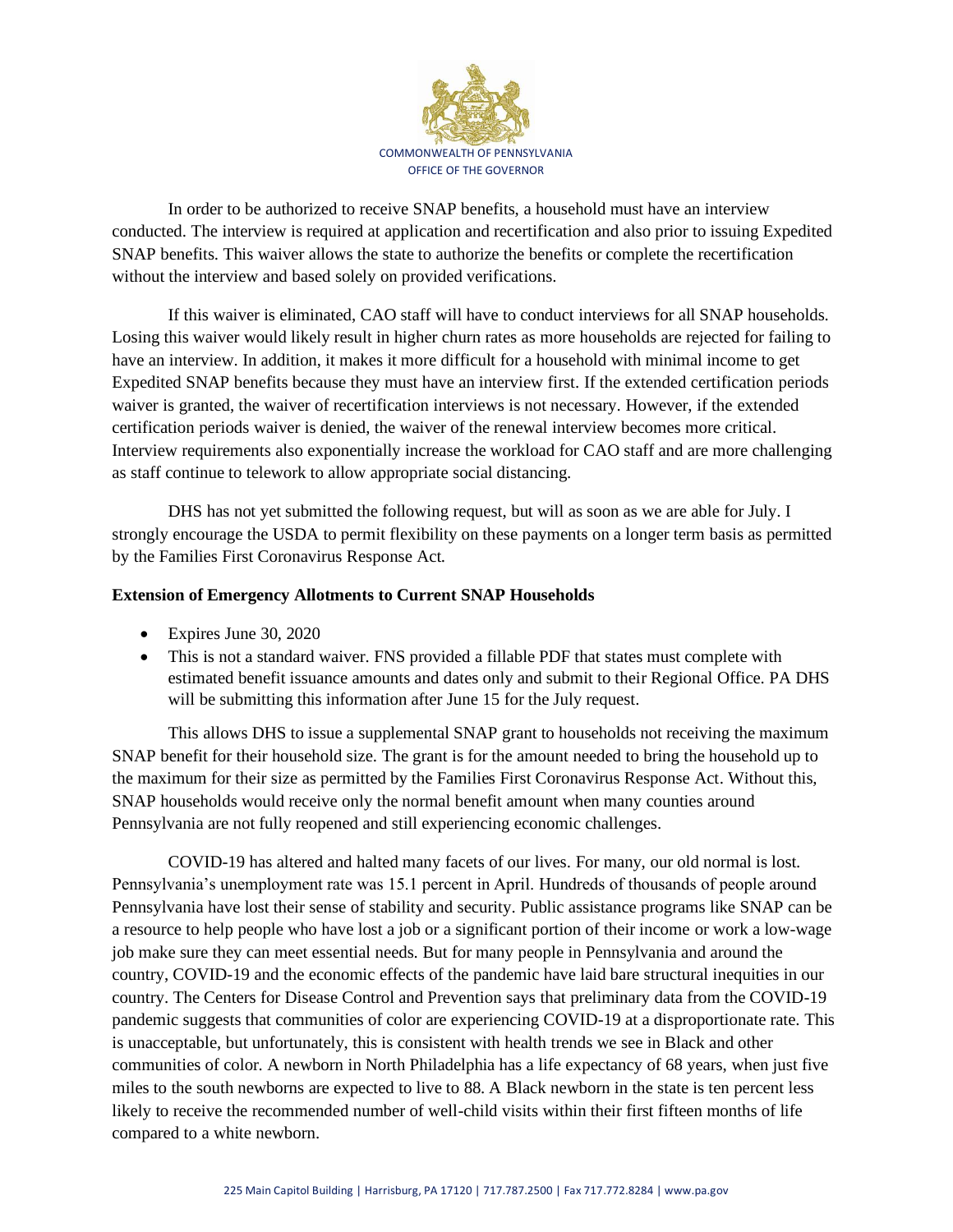In order to be authorized to receive SNAP benefits, a household must have an interview conducted. The interview is required at application and recertification and also prior to issuing Expedited SNAP benefits. This waiver allows the state to authorize the benefits or complete the recertification without the interview and based solely on provided verifications.

If this waiver is eliminated, CAO staff will have to conduct interviews for all SNAP households. Losing this waiver would likely result in higher churn rates as more households are rejected for failing to have an interview. In addition, it makes it more difficult for a household with minimal income to get Expedited SNAP benefits because they must have an interview first. If the extended certification periods waiver is granted, the waiver of recertification interviews is not necessary. However, if the extended certification periods waiver is denied, the waiver of the renewal interview becomes more critical. Interview requirements also exponentially increase the workload for CAO staff and are more challenging as staff continue to telework to allow appropriate social distancing.

DHS has not yet submitted the following request, but will as soon as we are able for July. I strongly encourage the USDA to permit flexibility on these payments on a longer term basis as permitted by the Families First Coronavirus Response Act.

**Extension of Emergency Allotments to Current SNAP Households**

- Expires June 30, 2020
- This is not a standard waiver. FNS provided a fillable PDF that states must complete with estimated benefit issuance amounts and dates only and submit to their Regional Office. PA DHS will be submitting this information after June 15 for the July request.

This allows DHS to issue a supplemental SNAP grant to households not receiving the maximum SNAP benefit for their household size. The grant is for the amount needed to bring the household up to the maximum for their size as permitted by the Families First Coronavirus Response Act. Without this, SNAP households would receive only the normal benefit amount when many counties around Pennsylvania are not fully reopened and still experiencing economic challenges.

COVID-19 has altered and halted many facets of our lives. For many, our old normal is lost. Pennsylvania's unemployment rate was 15.1 percent in April. Hundreds of thousands of people around Pennsylvania have lost their sense of stability and security. Public assistance programs like SNAP can be a resource to help people who have lost a job or a significant portion of their income or work a low-wage job make sure they can meet essential needs. But for many people in Pennsylvania and around the country, COVID-19 and the economic effects of the pandemic have laid bare structural inequities in our country. The Centers for Disease Control and Prevention says that preliminary data from the COVID-19 pandemic suggests that communities of color are experiencing COVID-19 at a disproportionate rate. This is unacceptable, but unfortunately, this is consistent with health trends we see in Black and other communities of color. A newborn in North Philadelphia has a life expectancy of 68 years, when just five miles to the south newborns are expected to live to 88. A Black newborn in the state is ten percent less likely to receive the recommended number of well-child visits within their first fifteen months of life compared to a white newborn.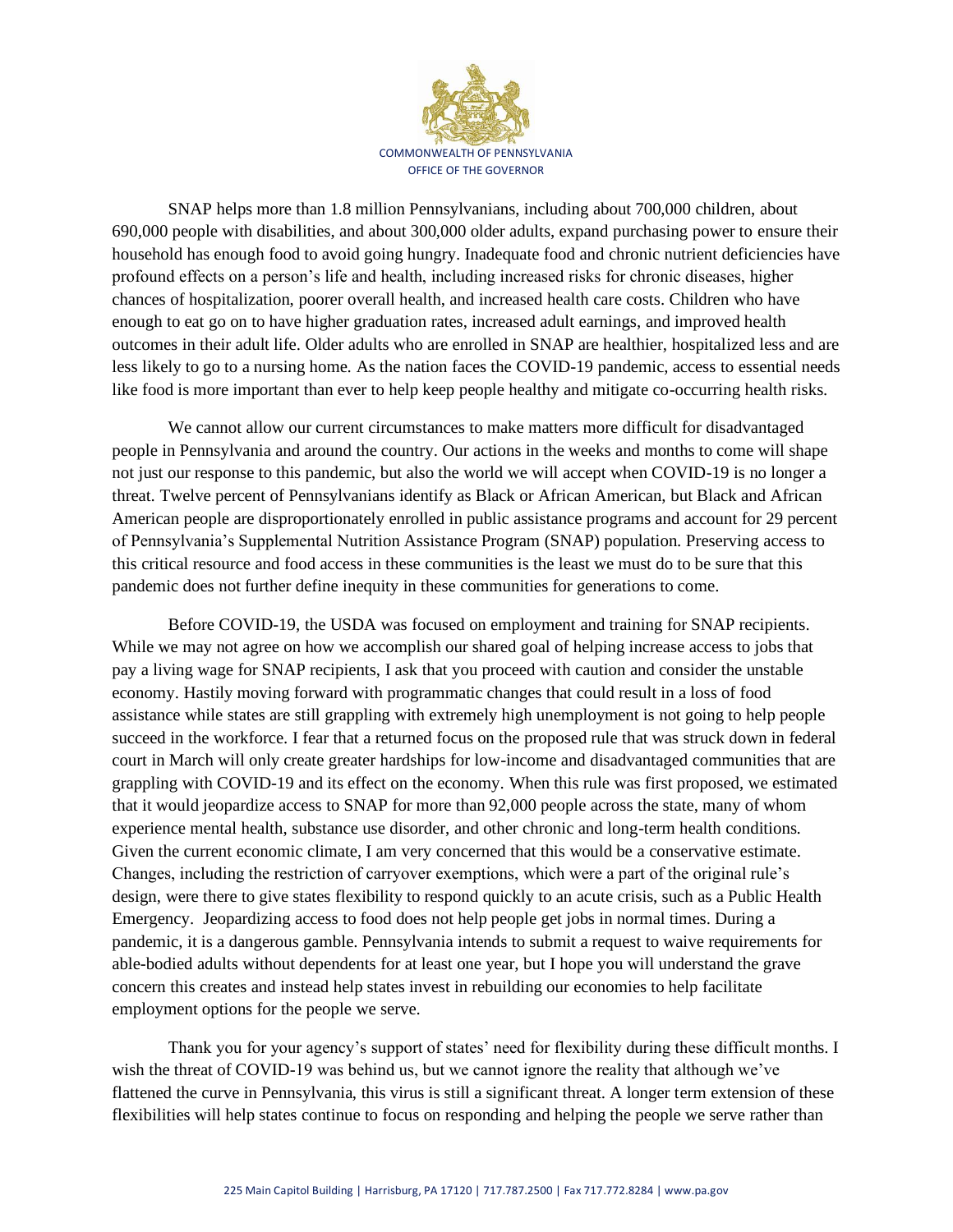SNAP helps more than 1.8 million Pennsylvanians, including about 700,000 children, about 690,000 people with disabilities, and about 300,000 older adults, expand purchasing power to ensure their household has enough food to avoid going hungry. Inadequate food and chronic nutrient deficiencies have profound effects on a person's life and health, including increased risks for chronic diseases, higher chances of hospitalization, poorer overall health, and increased health care costs. Children who have enough to eat go on to have higher graduation rates, increased adult earnings, and improved health outcomes in their adult life. Older adults who are enrolled in SNAP are healthier, hospitalized less and are less likely to go to a nursing home. As the nation faces the COVID-19 pandemic, access to essential needs like food is more important than ever to help keep people healthy and mitigate co-occurring health risks.

We cannot allow our current circumstances to make matters more difficult for disadvantaged people in Pennsylvania and around the country. Our actions in the weeks and months to come will shape not just our response to this pandemic, but also the world we will accept when COVID-19 is no longer a threat. Twelve percent of Pennsylvanians identify as Black or African American, but Black and African American people are disproportionately enrolled in public assistance programs and account for 29 percent of Pennsylvania's Supplemental Nutrition Assistance Program (SNAP) population. Preserving access to this critical resource and food access in these communities is the least we must do to be sure that this pandemic does not further define inequity in these communities for generations to come.

Before COVID-19, the USDA was focused on employment and training for SNAP recipients. While we may not agree on how we accomplish our shared goal of helping increase access to jobs that pay a living wage for SNAP recipients, I ask that you proceed with caution and consider the unstable economy. Hastily moving forward with programmatic changes that could result in a loss of food assistance while states are still grappling with extremely high unemployment is not going to help people succeed in the workforce. I fear that a returned focus on the proposed rule that was struck down in federal court in March will only create greater hardships for low-income and disadvantaged communities that are grappling with COVID-19 and its effect on the economy. When this rule was first proposed, we estimated that it would jeopardize access to SNAP for more than 92,000 people across the state, many of whom experience mental health, substance use disorder, and other chronic and long-term health conditions. Given the current economic climate, I am very concerned that this would be a conservative estimate. Changes, including the restriction of carryover exemptions, which were a part of the original rule's design, were there to give states flexibility to respond quickly to an acute crisis, such as a Public Health Emergency. Jeopardizing access to food does not help people get jobs in normal times. During a pandemic, it is a dangerous gamble. Pennsylvania intends to submit a request to waive requirements for able-bodied adults without dependents for at least one year, but I hope you will understand the grave concern this creates and instead help states invest in rebuilding our economies to help facilitate employment options for the people we serve.

Thank you for your agency's support of states' need for flexibility during these difficult months. I wish the threat of COVID-19 was behind us, but we cannot ignore the reality that although we've flattened the curve in Pennsylvania, this virus is still a significant threat. A longer term extension of these flexibilities will help states continue to focus on responding and helping the people we serve rather than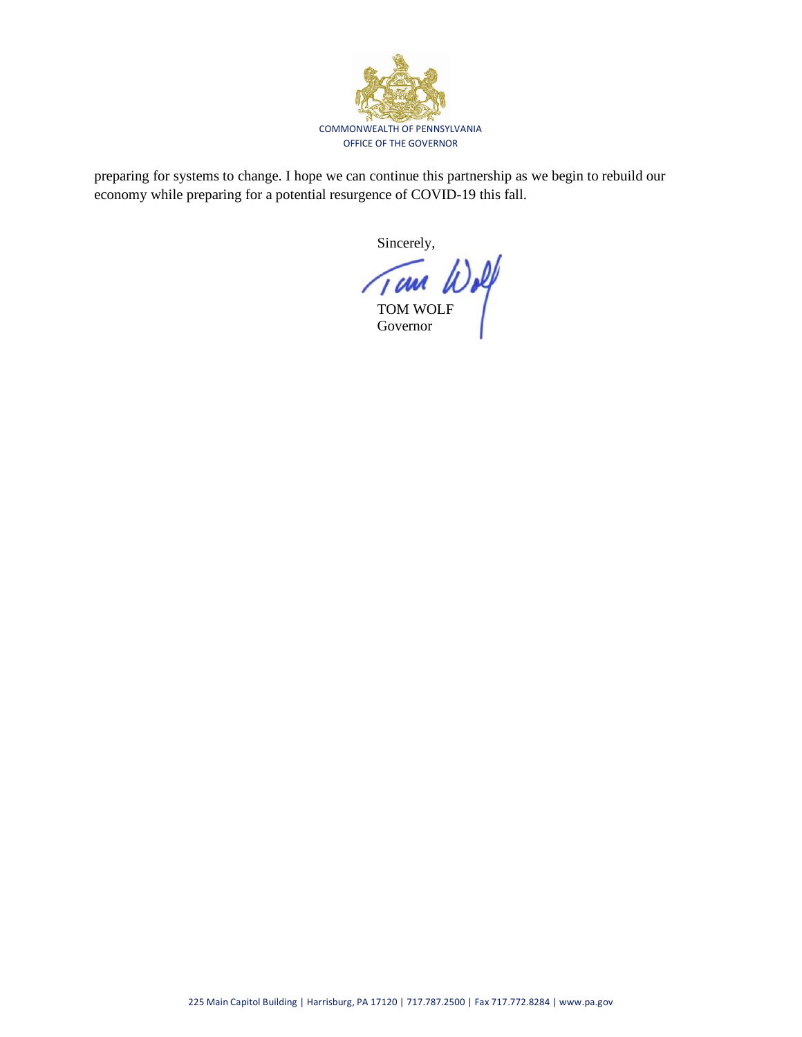COMMONWEALTH OF PENNSYLVANIA
OFFICE OF THE GOVERNOR

preparing for systems to change. I hope we can continue this partnership as we begin to rebuild our economy while preparing for a potential resurgence of COVID-19 this fall.

Sincerely,

TOM WOLF
Governor

225 Main Capitol Building | Harrisburg, PA 17120 | 717.787.2500 | Fax 717.772.8284 | www.pa.gov